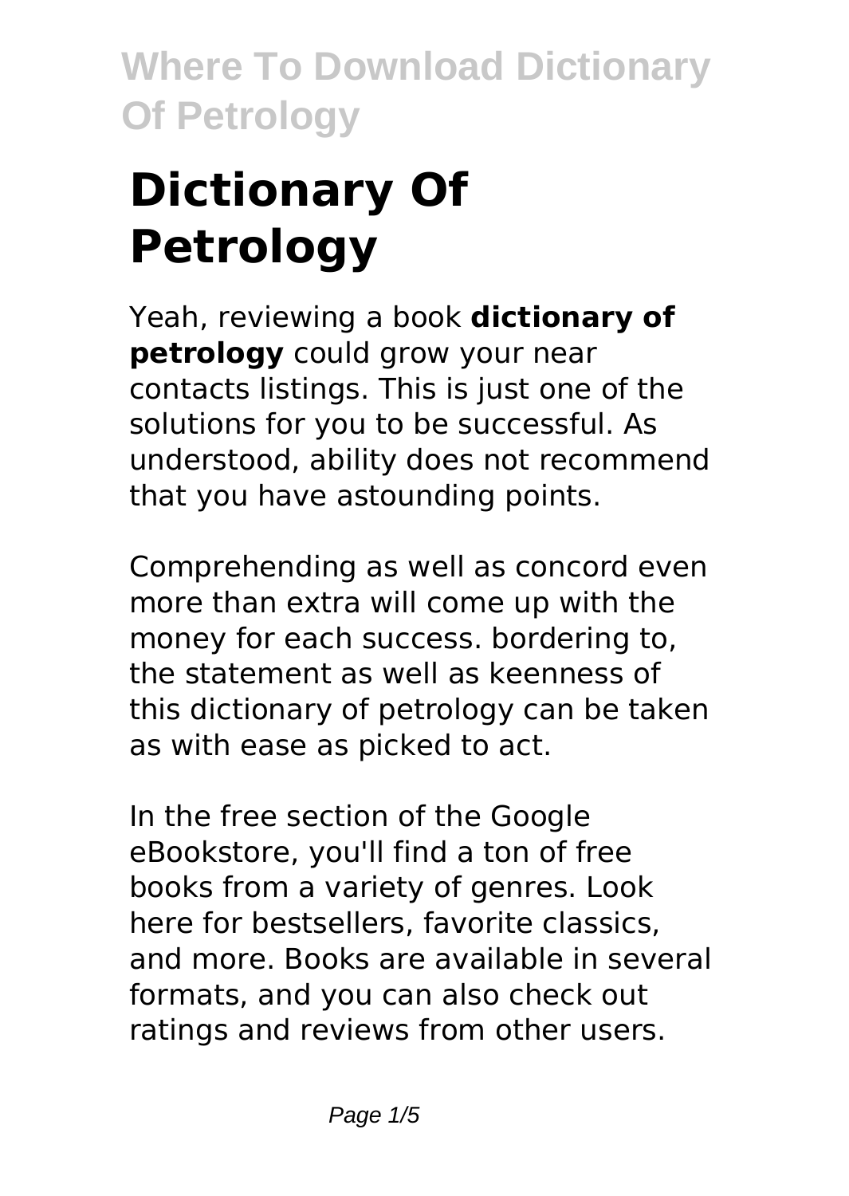# Dictionary Of Petrology

Yeah, reviewing a book **dictionary of petrology** could grow your near contacts listings. This is just one of the solutions for you to be successful. As understood, ability does not recommend that you have astounding points.

Comprehending as well as concord even more than extra will come up with the money for each success. bordering to, the statement as well as keenness of this dictionary of petrology can be taken as with ease as picked to act.

In the free section of the Google eBookstore, you'll find a ton of free books from a variety of genres. Look here for bestsellers, favorite classics, and more. Books are available in several formats, and you can also check out ratings and reviews from other users.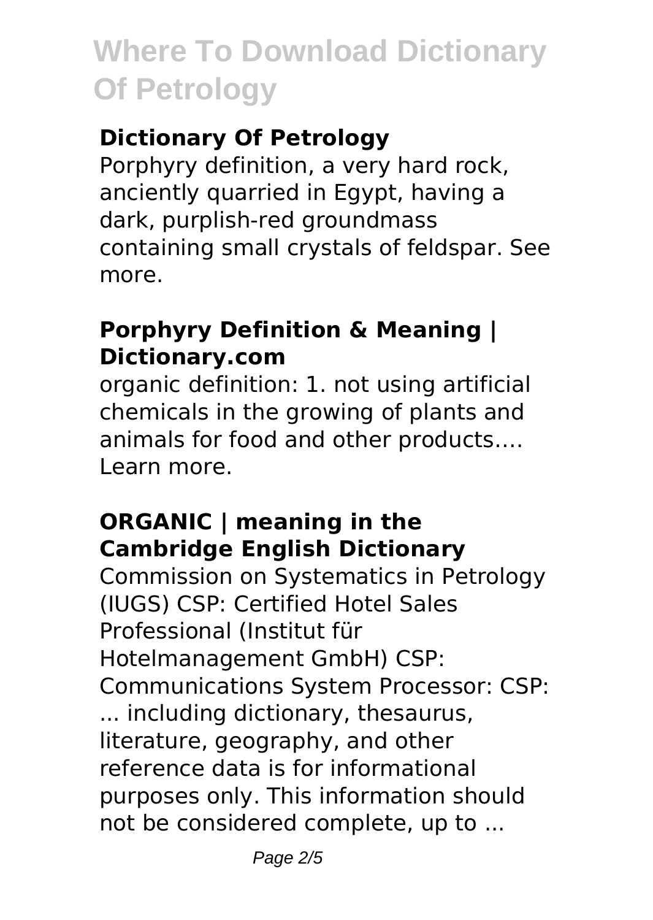## Dictionary Of Petrology

Porphyry definition, a very hard rock, anciently quarried in Egypt, having a dark, purplish-red groundmass containing small crystals of feldspar. See more.

## Porphyry Definition & Meaning | Dictionary.com

organic definition: 1. not using artificial chemicals in the growing of plants and animals for food and other products…. Learn more.

## ORGANIC | meaning in the Cambridge English Dictionary

Commission on Systematics in Petrology (IUGS) CSP: Certified Hotel Sales Professional (Institut für Hotelmanagement GmbH) CSP: Communications System Processor: CSP: ... including dictionary, thesaurus, literature, geography, and other reference data is for informational purposes only. This information should not be considered complete, up to ...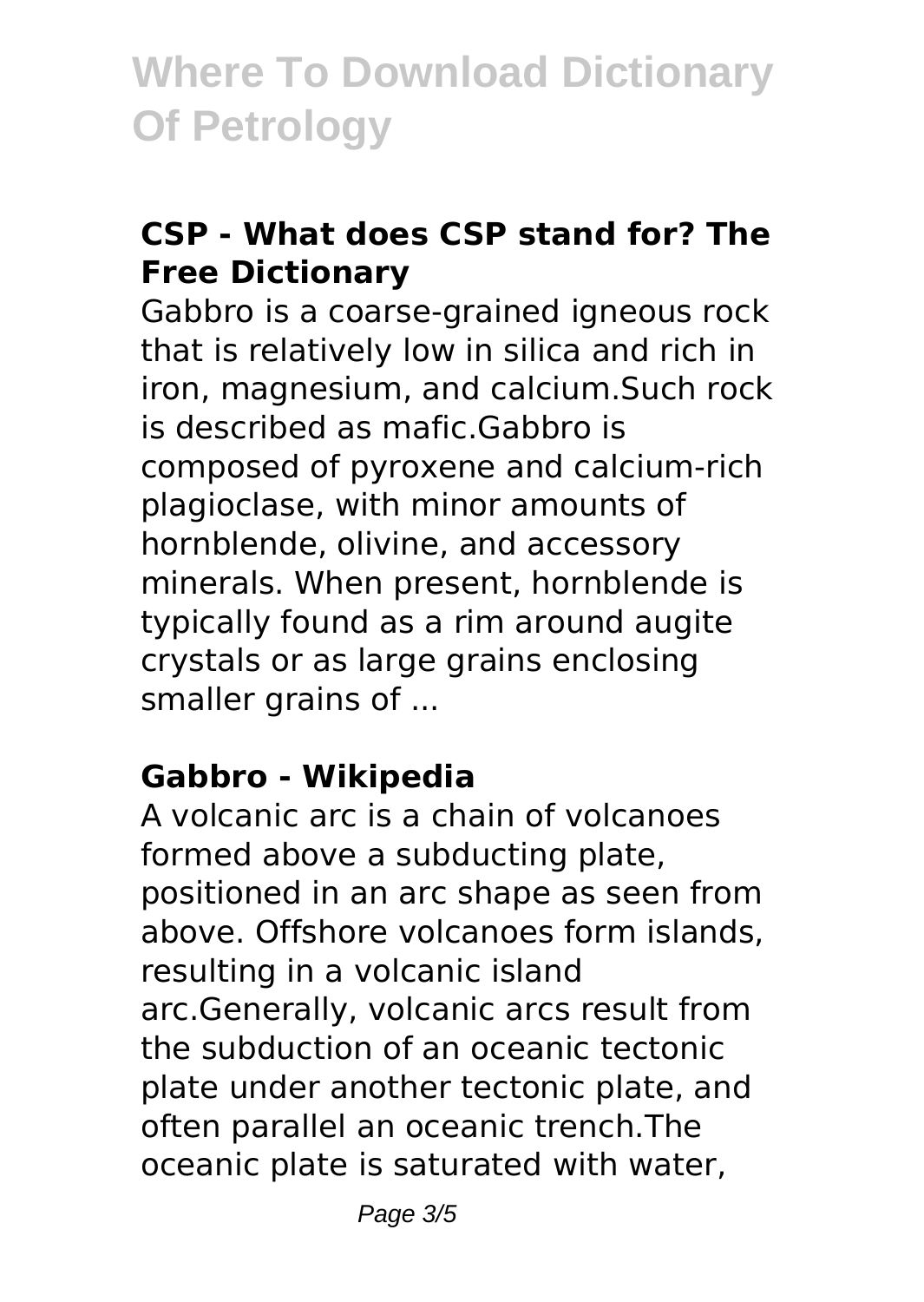# Where To Download Dictionary Of Petrology

### CSP - What does CSP stand for? The Free Dictionary

Gabbro is a coarse-grained igneous rock that is relatively low in silica and rich in iron, magnesium, and calcium.Such rock is described as mafic.Gabbro is composed of pyroxene and calcium-rich plagioclase, with minor amounts of hornblende, olivine, and accessory minerals. When present, hornblende is typically found as a rim around augite crystals or as large grains enclosing smaller grains of ...

### Gabbro - Wikipedia

A volcanic arc is a chain of volcanoes formed above a subducting plate, positioned in an arc shape as seen from above. Offshore volcanoes form islands, resulting in a volcanic island arc.Generally, volcanic arcs result from the subduction of an oceanic tectonic plate under another tectonic plate, and often parallel an oceanic trench.The oceanic plate is saturated with water,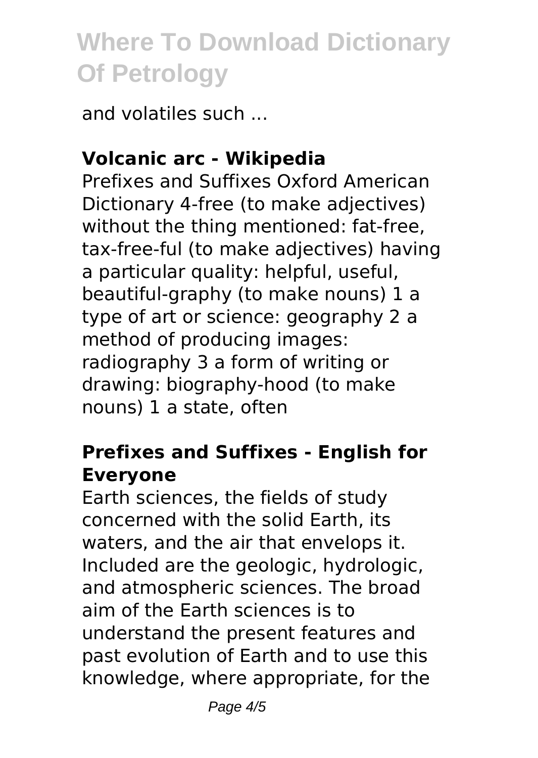and volatiles such ...

### Volcanic arc - Wikipedia

Prefixes and Suffixes Oxford American Dictionary 4-free (to make adjectives) without the thing mentioned: fat-free, tax-free-ful (to make adjectives) having a particular quality: helpful, useful, beautiful-graphy (to make nouns) 1 a type of art or science: geography 2 a method of producing images: radiography 3 a form of writing or drawing: biography-hood (to make nouns) 1 a state, often

### Prefixes and Suffixes - English for Everyone

Earth sciences, the fields of study concerned with the solid Earth, its waters, and the air that envelops it. Included are the geologic, hydrologic, and atmospheric sciences. The broad aim of the Earth sciences is to understand the present features and past evolution of Earth and to use this knowledge, where appropriate, for the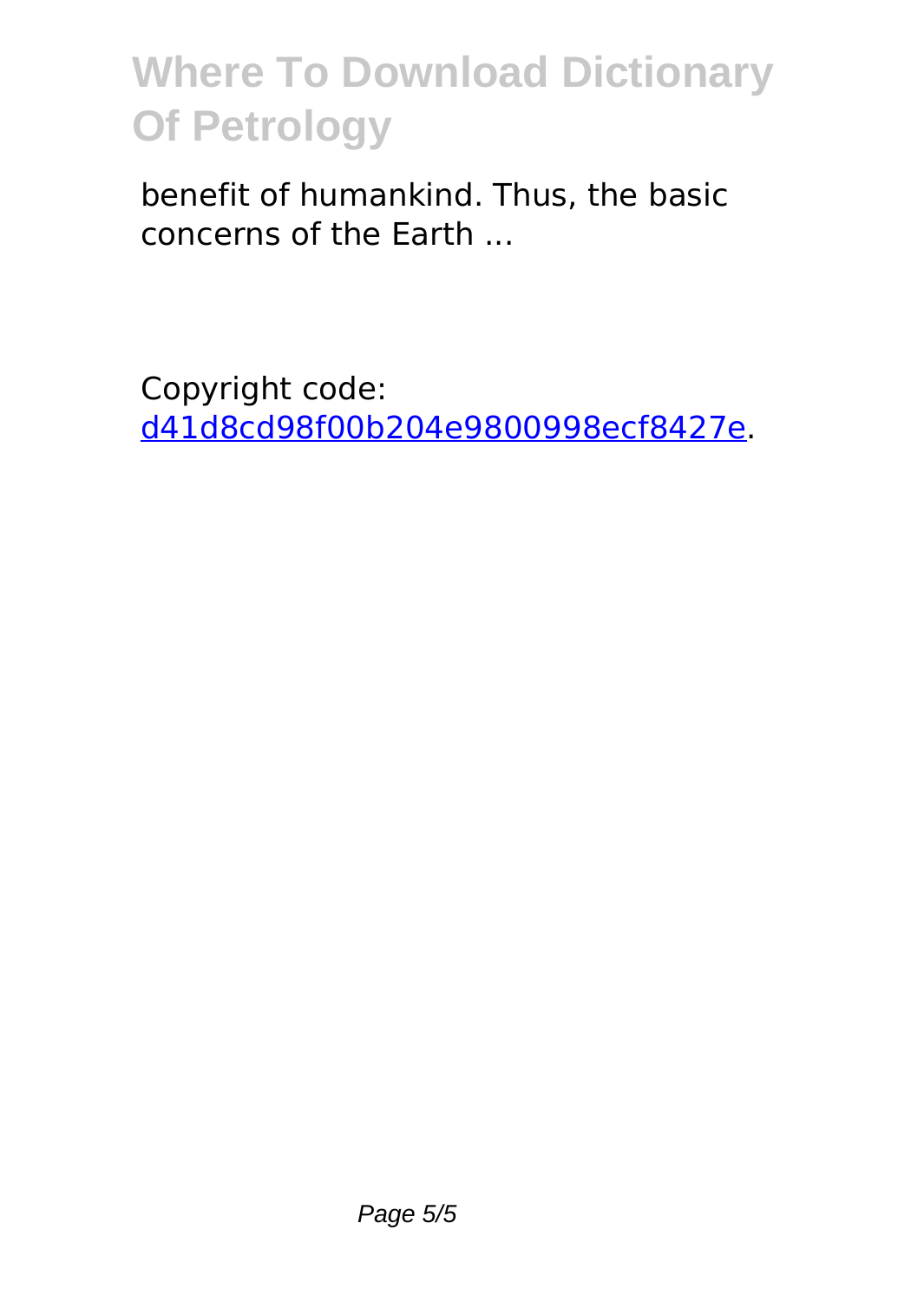benefit of humankind. Thus, the basic concerns of the Earth ...

Copyright code: [d41d8cd98f00b204e9800998ecf8427e](d41d8cd98f00b204e9800998ecf8427e).